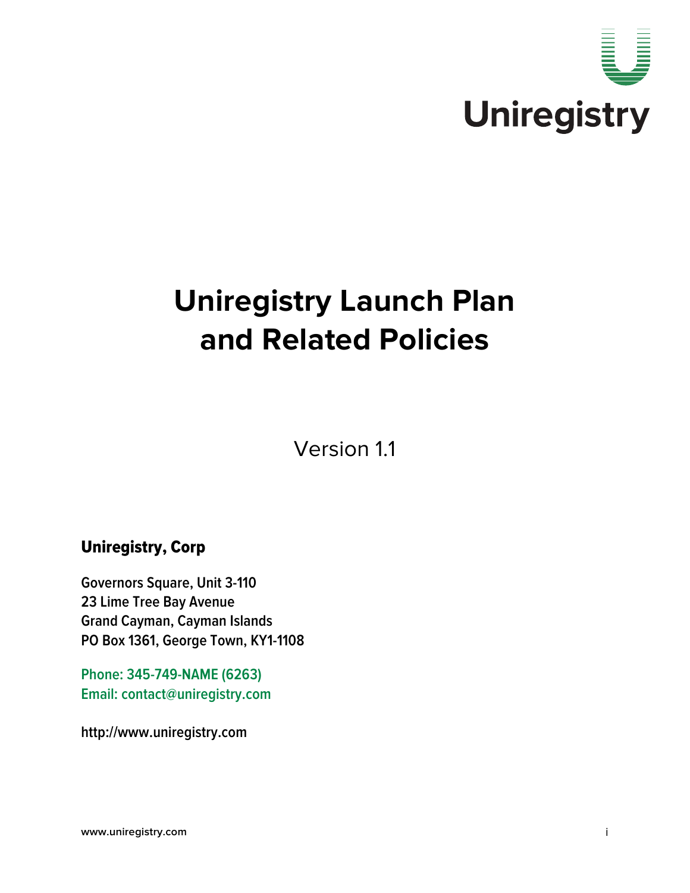Uniregistry

# Uniregistry Launch Plan and Related Policies

Version 1.1

**Uniregistry, Corp**

**Governors Square, Unit 3-110**
**23 Lime Tree Bay Avenue**
**Grand Cayman, Cayman Islands**
**PO Box 1361, George Town, KY1-1108**

**Phone: 345-749-NAME (6263)**
**Email: contact@uniregistry.com**

**http://www.uniregistry.com**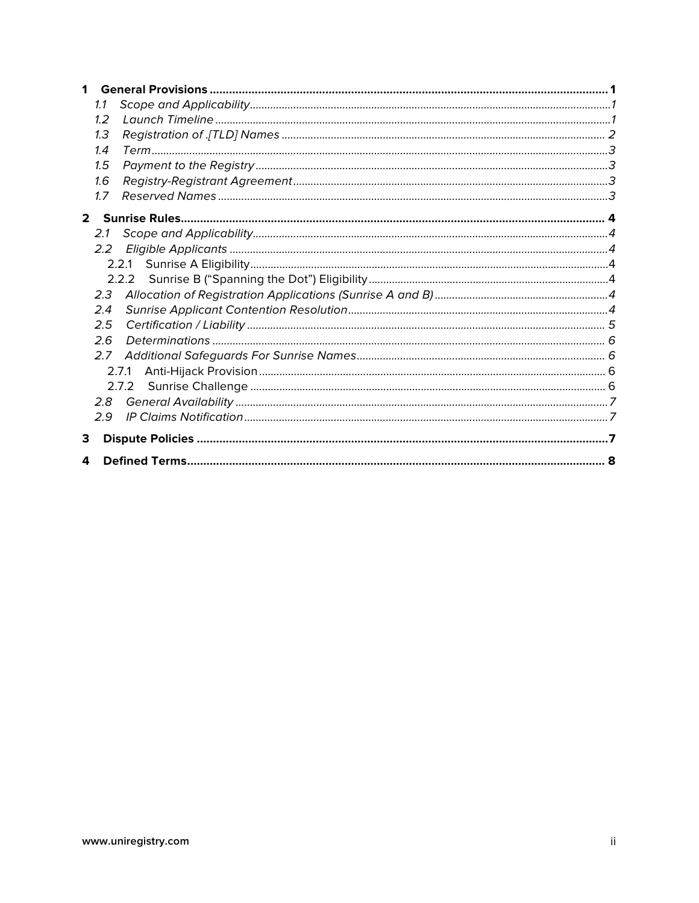1 **General Provisions** .......... 1
- 1.1 *Scope and Applicability* .......... 1
- 1.2 *Launch Timeline* .......... 1
- 1.3 *Registration of .[TLD] Names* .......... 2
- 1.4 *Term* .......... 3
- 1.5 *Payment to the Registry* .......... 3
- 1.6 *Registry-Registrant Agreement* .......... 3
- 1.7 *Reserved Names* .......... 3

2 **Sunrise Rules** .......... 4
- 2.1 *Scope and Applicability* .......... 4
- 2.2 *Eligible Applicants* .......... 4
  - 2.2.1 Sunrise A Eligibility .......... 4
  - 2.2.2 Sunrise B ("Spanning the Dot") Eligibility .......... 4
- 2.3 *Allocation of Registration Applications (Sunrise A and B)* .......... 4
- 2.4 *Sunrise Applicant Contention Resolution* .......... 4
- 2.5 *Certification / Liability* .......... 5
- 2.6 *Determinations* .......... 6
- 2.7 *Additional Safeguards For Sunrise Names* .......... 6
  - 2.7.1 Anti-Hijack Provision .......... 6
  - 2.7.2 Sunrise Challenge .......... 6
- 2.8 *General Availability* .......... 7
- 2.9 *IP Claims Notification* .......... 7

3 **Dispute Policies** .......... 7

4 **Defined Terms** .......... 8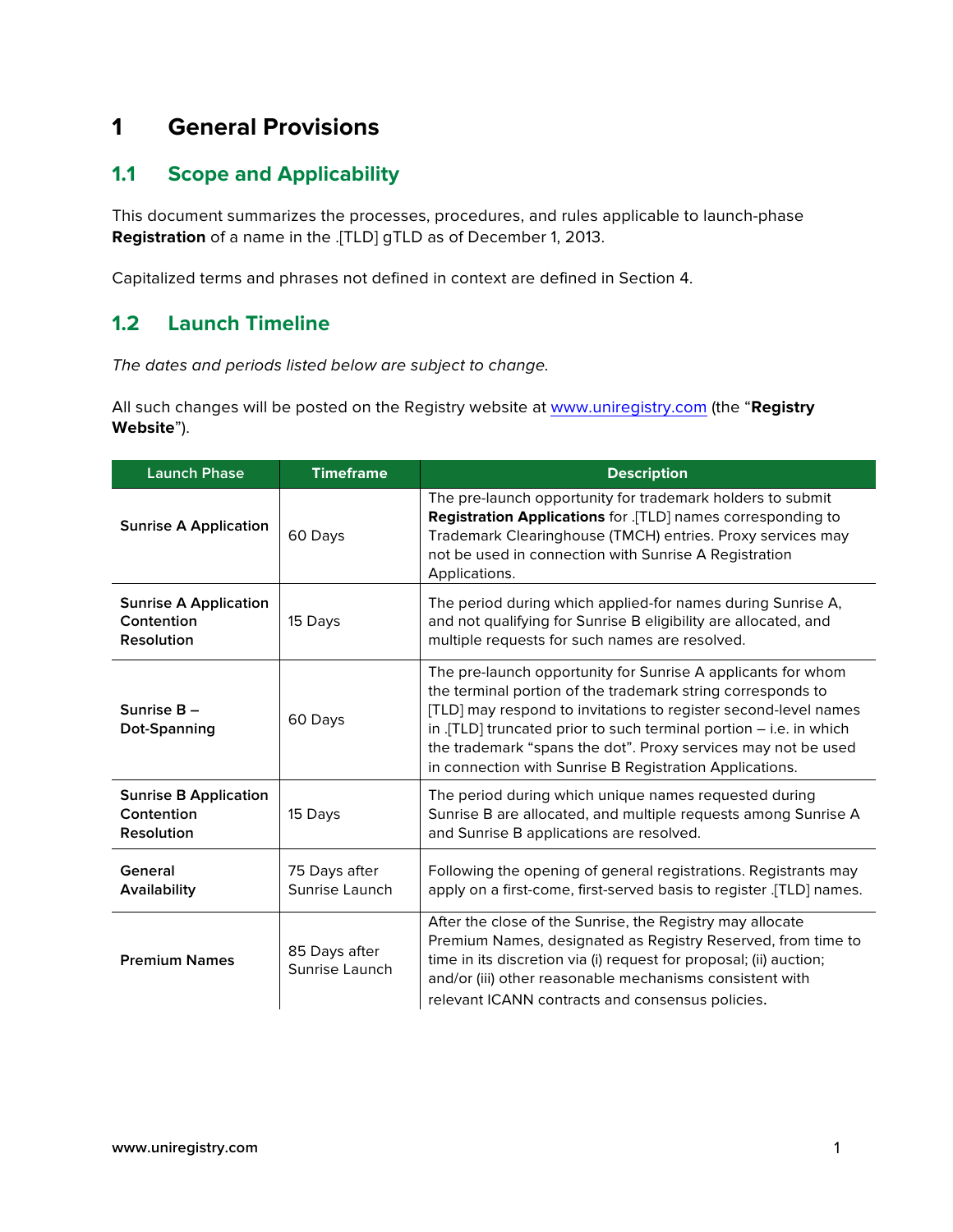# 1 General Provisions

## 1.1 Scope and Applicability

This document summarizes the processes, procedures, and rules applicable to launch-phase **Registration** of a name in the .[TLD] gTLD as of December 1, 2013.

Capitalized terms and phrases not defined in context are defined in Section 4.

## 1.2 Launch Timeline

*The dates and periods listed below are subject to change.*

All such changes will be posted on the Registry website at www.uniregistry.com (the "**Registry Website**").

| Launch Phase | Timeframe | Description |
|---|---|---|
| **Sunrise A Application** | 60 Days | The pre-launch opportunity for trademark holders to submit **Registration Applications** for .[TLD] names corresponding to Trademark Clearinghouse (TMCH) entries. Proxy services may not be used in connection with Sunrise A Registration Applications. |
| **Sunrise A Application Contention Resolution** | 15 Days | The period during which applied-for names during Sunrise A, and not qualifying for Sunrise B eligibility are allocated, and multiple requests for such names are resolved. |
| **Sunrise B – Dot-Spanning** | 60 Days | The pre-launch opportunity for Sunrise A applicants for whom the terminal portion of the trademark string corresponds to [TLD] may respond to invitations to register second-level names in .[TLD] truncated prior to such terminal portion – i.e. in which the trademark "spans the dot". Proxy services may not be used in connection with Sunrise B Registration Applications. |
| **Sunrise B Application Contention Resolution** | 15 Days | The period during which unique names requested during Sunrise B are allocated, and multiple requests among Sunrise A and Sunrise B applications are resolved. |
| **General Availability** | 75 Days after Sunrise Launch | Following the opening of general registrations. Registrants may apply on a first-come, first-served basis to register .[TLD] names. |
| **Premium Names** | 85 Days after Sunrise Launch | After the close of the Sunrise, the Registry may allocate Premium Names, designated as Registry Reserved, from time to time in its discretion via (i) request for proposal; (ii) auction; and/or (iii) other reasonable mechanisms consistent with relevant ICANN contracts and consensus policies. |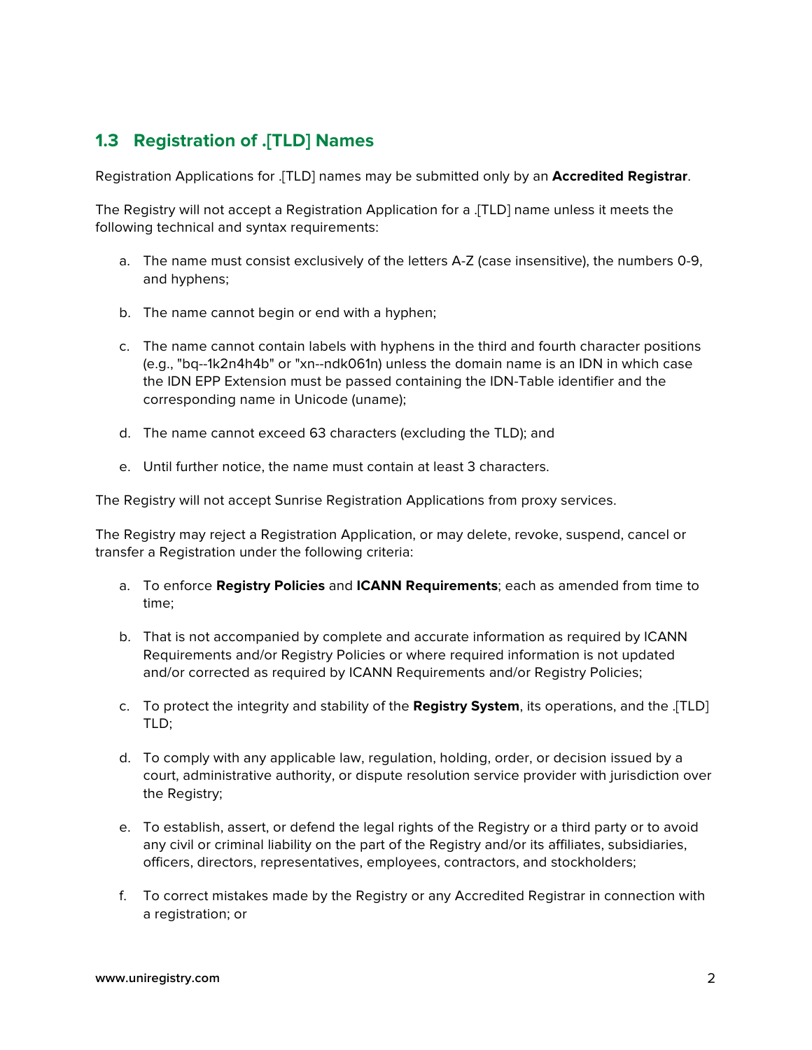## 1.3 Registration of .[TLD] Names

Registration Applications for .[TLD] names may be submitted only by an **Accredited Registrar**.

The Registry will not accept a Registration Application for a .[TLD] name unless it meets the following technical and syntax requirements:

a. The name must consist exclusively of the letters A-Z (case insensitive), the numbers 0-9, and hyphens;

b. The name cannot begin or end with a hyphen;

c. The name cannot contain labels with hyphens in the third and fourth character positions (e.g., "bq--1k2n4h4b" or "xn--ndk061n) unless the domain name is an IDN in which case the IDN EPP Extension must be passed containing the IDN-Table identifier and the corresponding name in Unicode (uname);

d. The name cannot exceed 63 characters (excluding the TLD); and

e. Until further notice, the name must contain at least 3 characters.

The Registry will not accept Sunrise Registration Applications from proxy services.

The Registry may reject a Registration Application, or may delete, revoke, suspend, cancel or transfer a Registration under the following criteria:

a. To enforce **Registry Policies** and **ICANN Requirements**; each as amended from time to time;

b. That is not accompanied by complete and accurate information as required by ICANN Requirements and/or Registry Policies or where required information is not updated and/or corrected as required by ICANN Requirements and/or Registry Policies;

c. To protect the integrity and stability of the **Registry System**, its operations, and the .[TLD] TLD;

d. To comply with any applicable law, regulation, holding, order, or decision issued by a court, administrative authority, or dispute resolution service provider with jurisdiction over the Registry;

e. To establish, assert, or defend the legal rights of the Registry or a third party or to avoid any civil or criminal liability on the part of the Registry and/or its affiliates, subsidiaries, officers, directors, representatives, employees, contractors, and stockholders;

f. To correct mistakes made by the Registry or any Accredited Registrar in connection with a registration; or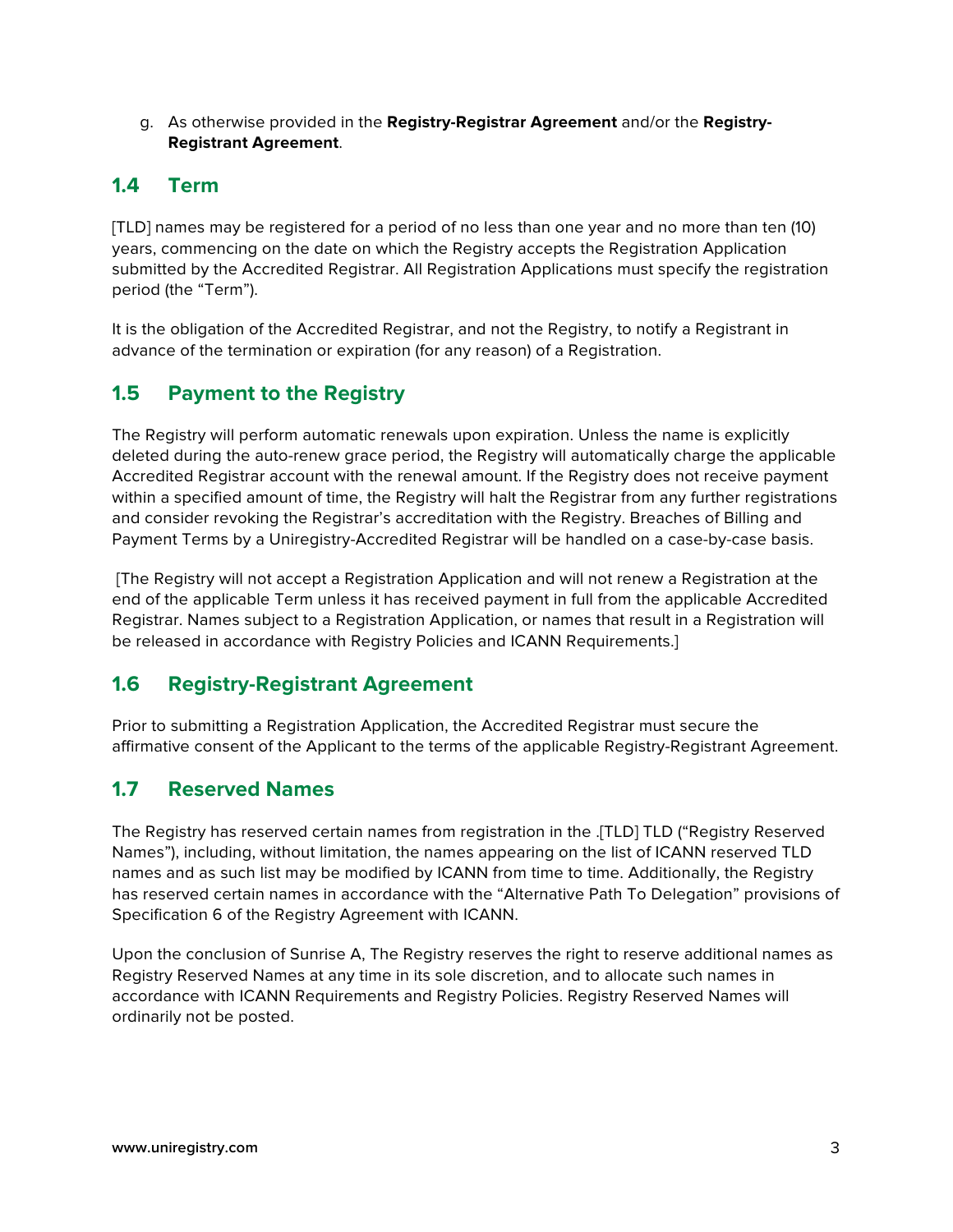g. As otherwise provided in the **Registry-Registrar Agreement** and/or the **Registry-Registrant Agreement**.

## 1.4 Term

[TLD] names may be registered for a period of no less than one year and no more than ten (10) years, commencing on the date on which the Registry accepts the Registration Application submitted by the Accredited Registrar. All Registration Applications must specify the registration period (the "Term").

It is the obligation of the Accredited Registrar, and not the Registry, to notify a Registrant in advance of the termination or expiration (for any reason) of a Registration.

## 1.5 Payment to the Registry

The Registry will perform automatic renewals upon expiration. Unless the name is explicitly deleted during the auto-renew grace period, the Registry will automatically charge the applicable Accredited Registrar account with the renewal amount. If the Registry does not receive payment within a specified amount of time, the Registry will halt the Registrar from any further registrations and consider revoking the Registrar's accreditation with the Registry. Breaches of Billing and Payment Terms by a Uniregistry-Accredited Registrar will be handled on a case-by-case basis.

[The Registry will not accept a Registration Application and will not renew a Registration at the end of the applicable Term unless it has received payment in full from the applicable Accredited Registrar. Names subject to a Registration Application, or names that result in a Registration will be released in accordance with Registry Policies and ICANN Requirements.]

## 1.6 Registry-Registrant Agreement

Prior to submitting a Registration Application, the Accredited Registrar must secure the affirmative consent of the Applicant to the terms of the applicable Registry-Registrant Agreement.

## 1.7 Reserved Names

The Registry has reserved certain names from registration in the .[TLD] TLD ("Registry Reserved Names"), including, without limitation, the names appearing on the list of ICANN reserved TLD names and as such list may be modified by ICANN from time to time. Additionally, the Registry has reserved certain names in accordance with the "Alternative Path To Delegation" provisions of Specification 6 of the Registry Agreement with ICANN.

Upon the conclusion of Sunrise A, The Registry reserves the right to reserve additional names as Registry Reserved Names at any time in its sole discretion, and to allocate such names in accordance with ICANN Requirements and Registry Policies. Registry Reserved Names will ordinarily not be posted.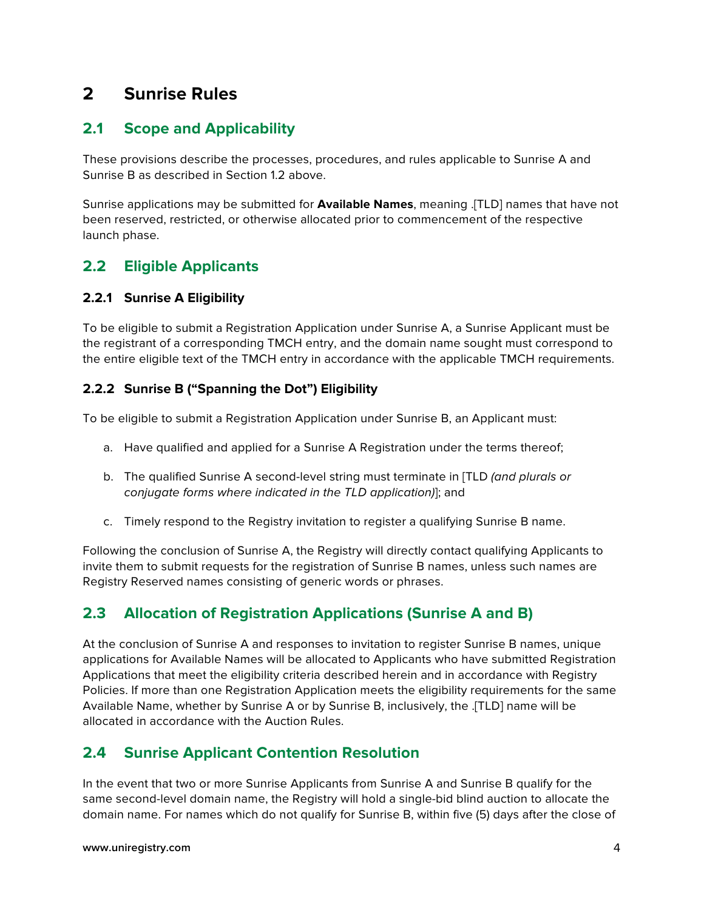# 2 Sunrise Rules

## 2.1 Scope and Applicability

These provisions describe the processes, procedures, and rules applicable to Sunrise A and Sunrise B as described in Section 1.2 above.

Sunrise applications may be submitted for **Available Names**, meaning .[TLD] names that have not been reserved, restricted, or otherwise allocated prior to commencement of the respective launch phase.

## 2.2 Eligible Applicants

### 2.2.1 Sunrise A Eligibility

To be eligible to submit a Registration Application under Sunrise A, a Sunrise Applicant must be the registrant of a corresponding TMCH entry, and the domain name sought must correspond to the entire eligible text of the TMCH entry in accordance with the applicable TMCH requirements.

### 2.2.2 Sunrise B ("Spanning the Dot") Eligibility

To be eligible to submit a Registration Application under Sunrise B, an Applicant must:

a. Have qualified and applied for a Sunrise A Registration under the terms thereof;

b. The qualified Sunrise A second-level string must terminate in [TLD *(and plurals or conjugate forms where indicated in the TLD application)*]; and

c. Timely respond to the Registry invitation to register a qualifying Sunrise B name.

Following the conclusion of Sunrise A, the Registry will directly contact qualifying Applicants to invite them to submit requests for the registration of Sunrise B names, unless such names are Registry Reserved names consisting of generic words or phrases.

## 2.3 Allocation of Registration Applications (Sunrise A and B)

At the conclusion of Sunrise A and responses to invitation to register Sunrise B names, unique applications for Available Names will be allocated to Applicants who have submitted Registration Applications that meet the eligibility criteria described herein and in accordance with Registry Policies. If more than one Registration Application meets the eligibility requirements for the same Available Name, whether by Sunrise A or by Sunrise B, inclusively, the .[TLD] name will be allocated in accordance with the Auction Rules.

## 2.4 Sunrise Applicant Contention Resolution

In the event that two or more Sunrise Applicants from Sunrise A and Sunrise B qualify for the same second-level domain name, the Registry will hold a single-bid blind auction to allocate the domain name. For names which do not qualify for Sunrise B, within five (5) days after the close of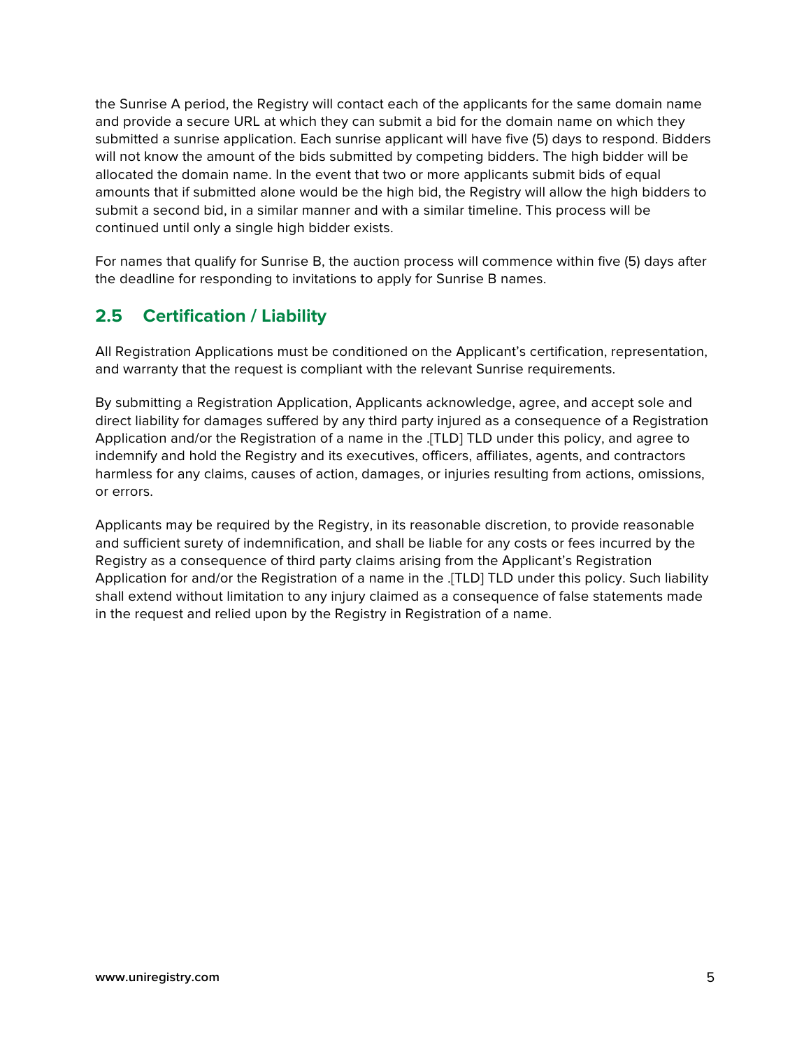the Sunrise A period, the Registry will contact each of the applicants for the same domain name and provide a secure URL at which they can submit a bid for the domain name on which they submitted a sunrise application. Each sunrise applicant will have five (5) days to respond. Bidders will not know the amount of the bids submitted by competing bidders. The high bidder will be allocated the domain name. In the event that two or more applicants submit bids of equal amounts that if submitted alone would be the high bid, the Registry will allow the high bidders to submit a second bid, in a similar manner and with a similar timeline. This process will be continued until only a single high bidder exists.

For names that qualify for Sunrise B, the auction process will commence within five (5) days after the deadline for responding to invitations to apply for Sunrise B names.

## 2.5 Certification / Liability

All Registration Applications must be conditioned on the Applicant's certification, representation, and warranty that the request is compliant with the relevant Sunrise requirements.

By submitting a Registration Application, Applicants acknowledge, agree, and accept sole and direct liability for damages suffered by any third party injured as a consequence of a Registration Application and/or the Registration of a name in the .[TLD] TLD under this policy, and agree to indemnify and hold the Registry and its executives, officers, affiliates, agents, and contractors harmless for any claims, causes of action, damages, or injuries resulting from actions, omissions, or errors.

Applicants may be required by the Registry, in its reasonable discretion, to provide reasonable and sufficient surety of indemnification, and shall be liable for any costs or fees incurred by the Registry as a consequence of third party claims arising from the Applicant's Registration Application for and/or the Registration of a name in the .[TLD] TLD under this policy. Such liability shall extend without limitation to any injury claimed as a consequence of false statements made in the request and relied upon by the Registry in Registration of a name.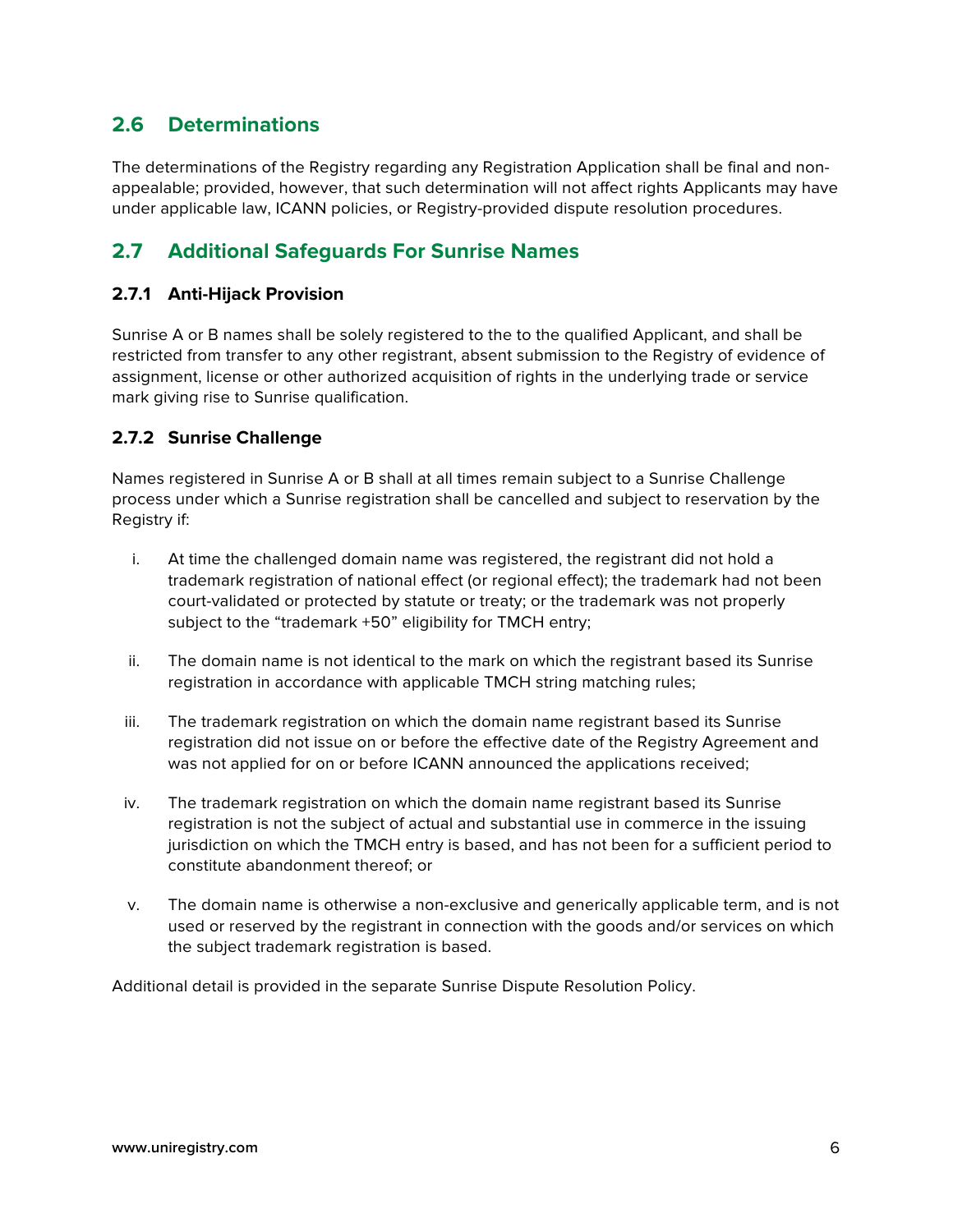## 2.6 Determinations

The determinations of the Registry regarding any Registration Application shall be final and non-appealable; provided, however, that such determination will not affect rights Applicants may have under applicable law, ICANN policies, or Registry-provided dispute resolution procedures.

## 2.7 Additional Safeguards For Sunrise Names

### 2.7.1 Anti-Hijack Provision

Sunrise A or B names shall be solely registered to the to the qualified Applicant, and shall be restricted from transfer to any other registrant, absent submission to the Registry of evidence of assignment, license or other authorized acquisition of rights in the underlying trade or service mark giving rise to Sunrise qualification.

### 2.7.2 Sunrise Challenge

Names registered in Sunrise A or B shall at all times remain subject to a Sunrise Challenge process under which a Sunrise registration shall be cancelled and subject to reservation by the Registry if:

i. At time the challenged domain name was registered, the registrant did not hold a trademark registration of national effect (or regional effect); the trademark had not been court-validated or protected by statute or treaty; or the trademark was not properly subject to the "trademark +50" eligibility for TMCH entry;

ii. The domain name is not identical to the mark on which the registrant based its Sunrise registration in accordance with applicable TMCH string matching rules;

iii. The trademark registration on which the domain name registrant based its Sunrise registration did not issue on or before the effective date of the Registry Agreement and was not applied for on or before ICANN announced the applications received;

iv. The trademark registration on which the domain name registrant based its Sunrise registration is not the subject of actual and substantial use in commerce in the issuing jurisdiction on which the TMCH entry is based, and has not been for a sufficient period to constitute abandonment thereof; or

v. The domain name is otherwise a non-exclusive and generically applicable term, and is not used or reserved by the registrant in connection with the goods and/or services on which the subject trademark registration is based.

Additional detail is provided in the separate Sunrise Dispute Resolution Policy.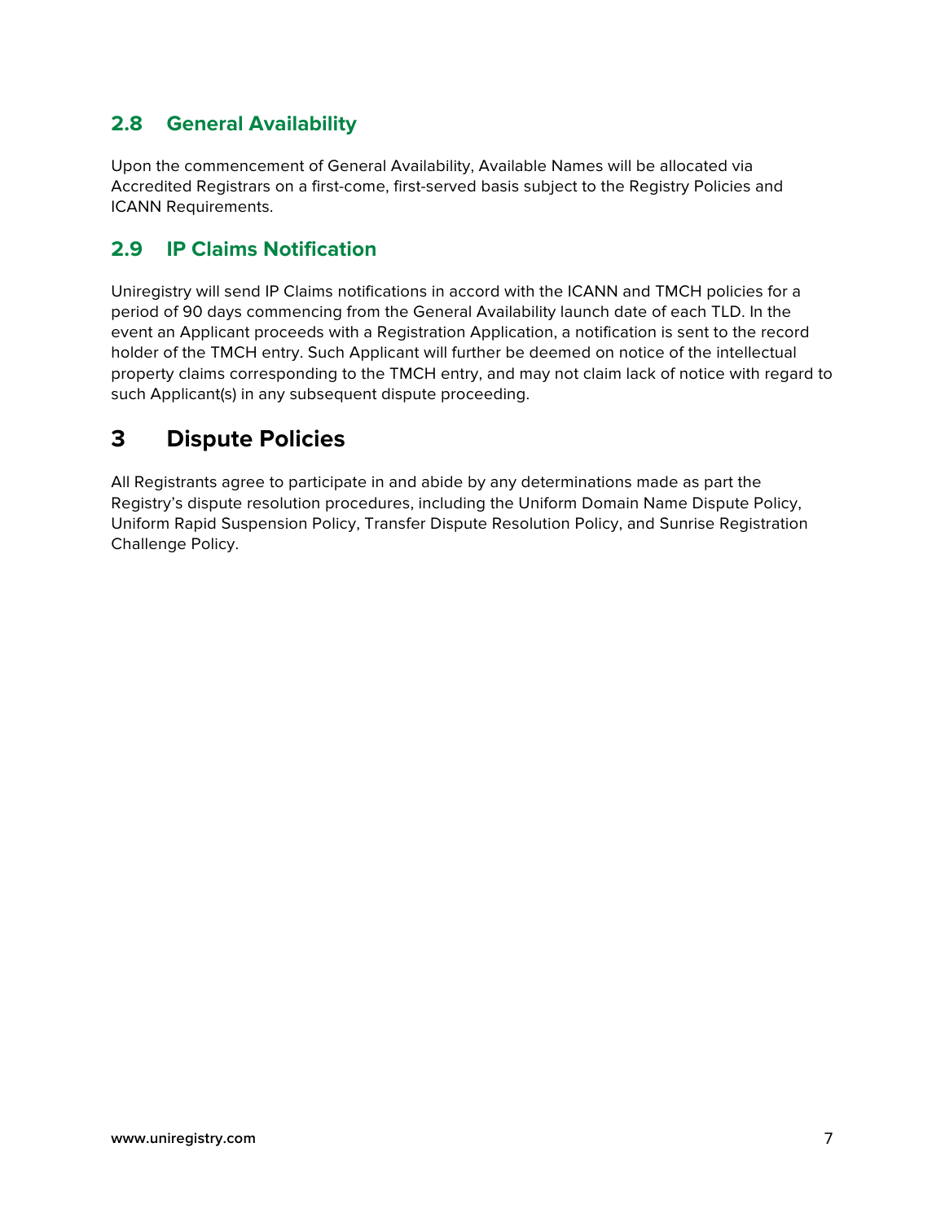### 2.8 General Availability

Upon the commencement of General Availability, Available Names will be allocated via Accredited Registrars on a first-come, first-served basis subject to the Registry Policies and ICANN Requirements.

### 2.9 IP Claims Notification

Uniregistry will send IP Claims notifications in accord with the ICANN and TMCH policies for a period of 90 days commencing from the General Availability launch date of each TLD. In the event an Applicant proceeds with a Registration Application, a notification is sent to the record holder of the TMCH entry. Such Applicant will further be deemed on notice of the intellectual property claims corresponding to the TMCH entry, and may not claim lack of notice with regard to such Applicant(s) in any subsequent dispute proceeding.

## 3 Dispute Policies

All Registrants agree to participate in and abide by any determinations made as part the Registry's dispute resolution procedures, including the Uniform Domain Name Dispute Policy, Uniform Rapid Suspension Policy, Transfer Dispute Resolution Policy, and Sunrise Registration Challenge Policy.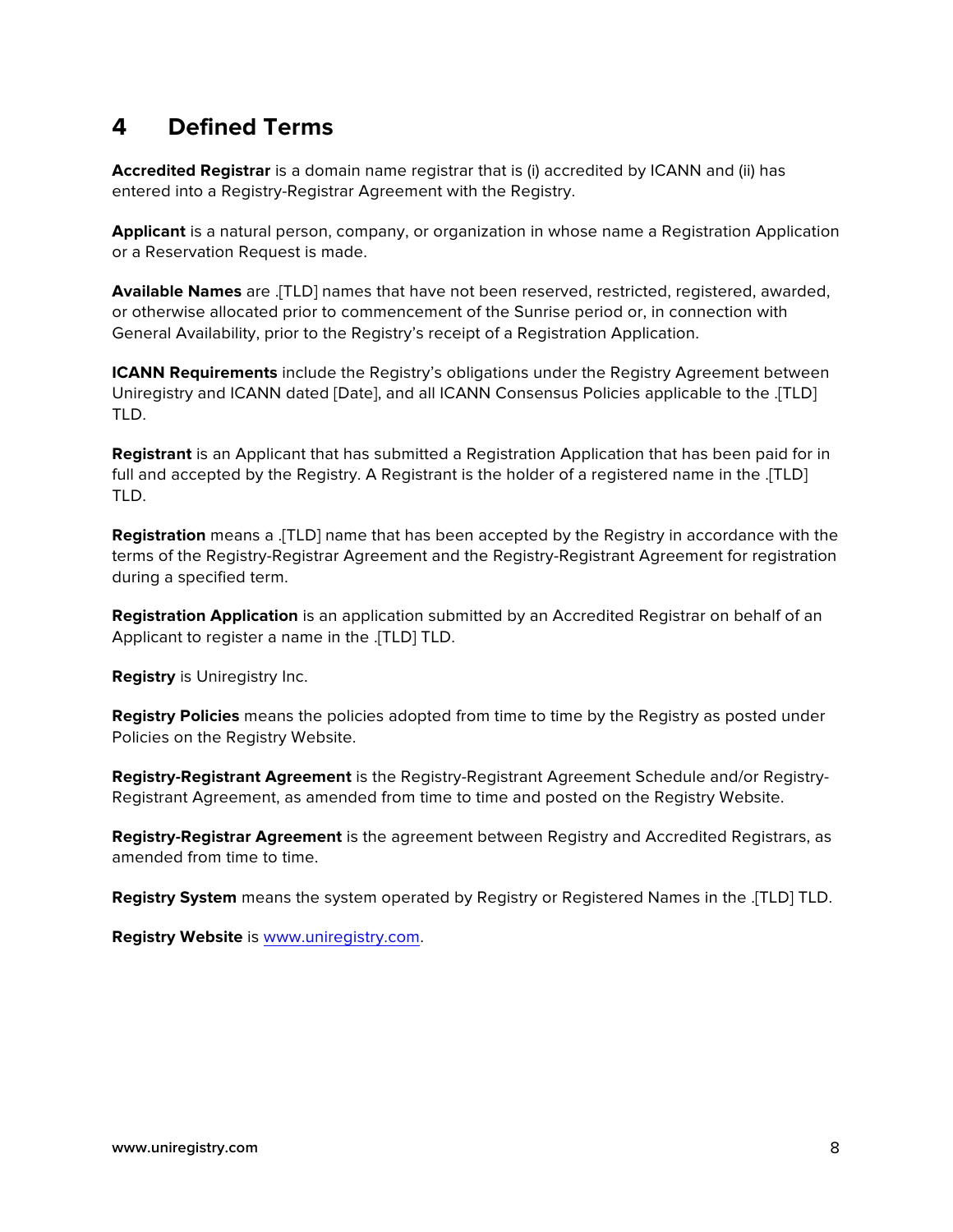# 4 Defined Terms

**Accredited Registrar** is a domain name registrar that is (i) accredited by ICANN and (ii) has entered into a Registry-Registrar Agreement with the Registry.

**Applicant** is a natural person, company, or organization in whose name a Registration Application or a Reservation Request is made.

**Available Names** are .[TLD] names that have not been reserved, restricted, registered, awarded, or otherwise allocated prior to commencement of the Sunrise period or, in connection with General Availability, prior to the Registry's receipt of a Registration Application.

**ICANN Requirements** include the Registry's obligations under the Registry Agreement between Uniregistry and ICANN dated [Date], and all ICANN Consensus Policies applicable to the .[TLD] TLD.

**Registrant** is an Applicant that has submitted a Registration Application that has been paid for in full and accepted by the Registry. A Registrant is the holder of a registered name in the .[TLD] TLD.

**Registration** means a .[TLD] name that has been accepted by the Registry in accordance with the terms of the Registry-Registrar Agreement and the Registry-Registrant Agreement for registration during a specified term.

**Registration Application** is an application submitted by an Accredited Registrar on behalf of an Applicant to register a name in the .[TLD] TLD.

**Registry** is Uniregistry Inc.

**Registry Policies** means the policies adopted from time to time by the Registry as posted under Policies on the Registry Website.

**Registry-Registrant Agreement** is the Registry-Registrant Agreement Schedule and/or Registry-Registrant Agreement, as amended from time to time and posted on the Registry Website.

**Registry-Registrar Agreement** is the agreement between Registry and Accredited Registrars, as amended from time to time.

**Registry System** means the system operated by Registry or Registered Names in the .[TLD] TLD.

**Registry Website** is www.uniregistry.com.